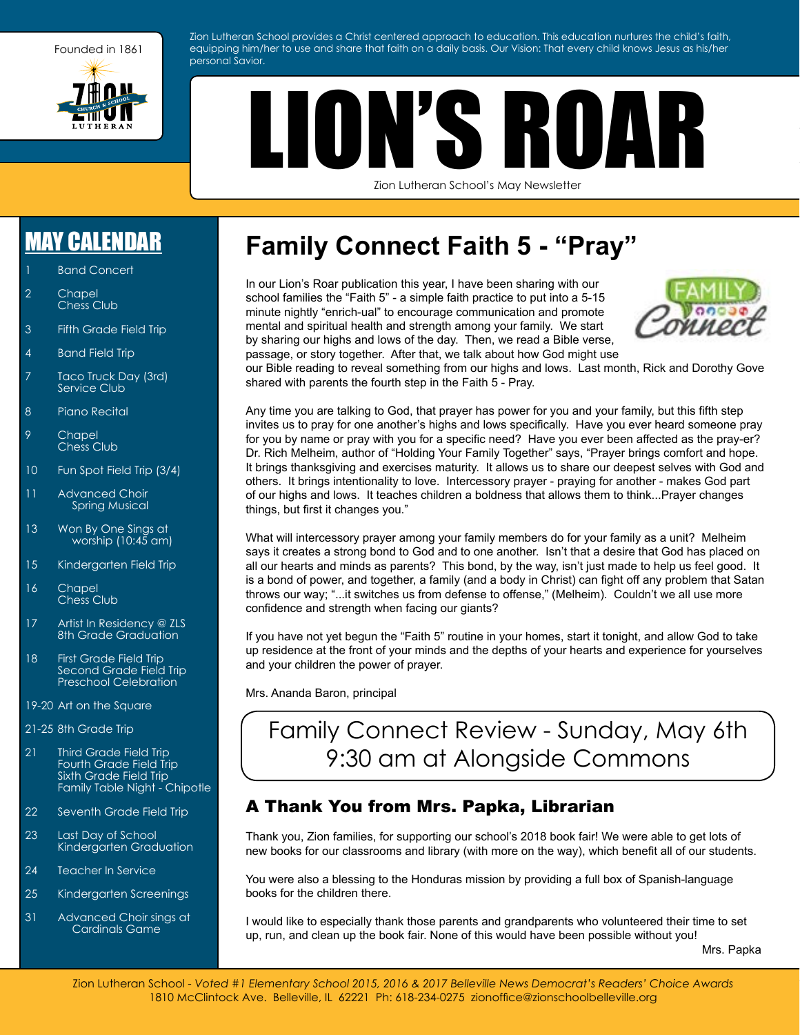Founded in 1861

ZION CHURCH & SCHOOL LUTHERAN

Zion Lutheran School provides a Christ centered approach to education. This education nurtures the child's faith, equipping him/her to use and share that faith on a daily basis. Our Vision: That every child knows Jesus as his/her personal Savior.

# LION'S ROAR

Zion Lutheran School's May Newsletter

## MAY CALENDAR

- 1 Band Concert
- 2 Chapel, Chess Club
- 3 Fifth Grade Field Trip
- 4 Band Field Trip
- 7 Taco Truck Day (3rd), Service Club
- 8 Piano Recital
- 9 Chapel, Chess Club
- 10 Fun Spot Field Trip (3/4)
- 11 Advanced Choir Spring Musical
- 13 Won By One Sings at worship (10:45 am)
- 15 Kindergarten Field Trip
- 16 Chapel, Chess Club
- 17 Artist In Residency @ ZLS, 8th Grade Graduation
- 18 First Grade Field Trip, Second Grade Field Trip, Preschool Celebration
- 19-20 Art on the Square
- 21-25 8th Grade Trip
- 21 Third Grade Field Trip, Fourth Grade Field Trip, Sixth Grade Field Trip, Family Table Night - Chipotle
- 22 Seventh Grade Field Trip
- 23 Last Day of School, Kindergarten Graduation
- 24 Teacher In Service
- 25 Kindergarten Screenings
- 31 Advanced Choir sings at Cardinals Game

## Family Connect Faith 5 - "Pray"

In our Lion's Roar publication this year, I have been sharing with our school families the "Faith 5" - a simple faith practice to put into a 5-15 minute nightly "enrich-ual" to encourage communication and promote mental and spiritual health and strength among your family. We start by sharing our highs and lows of the day. Then, we read a Bible verse, passage, or story together. After that, we talk about how God might use our Bible reading to reveal something from our highs and lows. Last month, Rick and Dorothy Gove shared with parents the fourth step in the Faith 5 - Pray.

Any time you are talking to God, that prayer has power for you and your family, but this fifth step invites us to pray for one another's highs and lows specifically. Have you ever heard someone pray for you by name or pray with you for a specific need? Have you ever been affected as the pray-er? Dr. Rich Melheim, author of "Holding Your Family Together" says, "Prayer brings comfort and hope. It brings thanksgiving and exercises maturity. It allows us to share our deepest selves with God and others. It brings intentionality to love. Intercessory prayer - praying for another - makes God part of our highs and lows. It teaches children a boldness that allows them to think...Prayer changes things, but first it changes you."

What will intercessory prayer among your family members do for your family as a unit? Melheim says it creates a strong bond to God and to one another. Isn't that a desire that God has placed on all our hearts and minds as parents? This bond, by the way, isn't just made to help us feel good. It is a bond of power, and together, a family (and a body in Christ) can fight off any problem that Satan throws our way; "...it switches us from defense to offense," (Melheim). Couldn't we all use more confidence and strength when facing our giants?

If you have not yet begun the "Faith 5" routine in your homes, start it tonight, and allow God to take up residence at the front of your minds and the depths of your hearts and experience for yourselves and your children the power of prayer.

Mrs. Ananda Baron, principal

**Family Connect Review - Sunday, May 6th 9:30 am at Alongside Commons**

### A Thank You from Mrs. Papka, Librarian

Thank you, Zion families, for supporting our school's 2018 book fair! We were able to get lots of new books for our classrooms and library (with more on the way), which benefit all of our students.

You were also a blessing to the Honduras mission by providing a full box of Spanish-language books for the children there.

I would like to especially thank those parents and grandparents who volunteered their time to set up, run, and clean up the book fair. None of this would have been possible without you!

Mrs. Papka

Zion Lutheran School - *Voted #1 Elementary School 2015, 2016 & 2017 Belleville News Democrat's Readers' Choice Awards*
1810 McClintock Ave. Belleville, IL 62221 Ph: 618-234-0275 zionoffice@zionschoolbelleville.org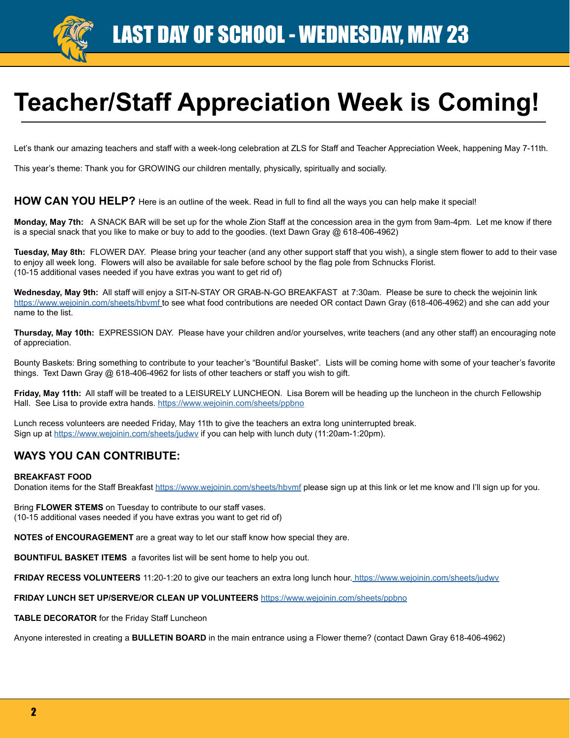# LAST DAY OF SCHOOL - WEDNESDAY, MAY 23

# Teacher/Staff Appreciation Week is Coming!

Let's thank our amazing teachers and staff with a week-long celebration at ZLS for Staff and Teacher Appreciation Week, happening May 7-11th.

This year's theme: Thank you for GROWING our children mentally, physically, spiritually and socially.

## HOW CAN YOU HELP? Here is an outline of the week. Read in full to find all the ways you can help make it special!

**Monday, May 7th:** A SNACK BAR will be set up for the whole Zion Staff at the concession area in the gym from 9am-4pm. Let me know if there is a special snack that you like to make or buy to add to the goodies. (text Dawn Gray @ 618-406-4962)

**Tuesday, May 8th:** FLOWER DAY. Please bring your teacher (and any other support staff that you wish), a single stem flower to add to their vase to enjoy all week long. Flowers will also be available for sale before school by the flag pole from Schnucks Florist.
(10-15 additional vases needed if you have extras you want to get rid of)

**Wednesday, May 9th:** All staff will enjoy a SIT-N-STAY OR GRAB-N-GO BREAKFAST at 7:30am. Please be sure to check the wejoinin link https://www.wejoinin.com/sheets/hbvmf to see what food contributions are needed OR contact Dawn Gray (618-406-4962) and she can add your name to the list.

**Thursday, May 10th:** EXPRESSION DAY. Please have your children and/or yourselves, write teachers (and any other staff) an encouraging note of appreciation.

Bounty Baskets: Bring something to contribute to your teacher's "Bountiful Basket". Lists will be coming home with some of your teacher's favorite things. Text Dawn Gray @ 618-406-4962 for lists of other teachers or staff you wish to gift.

**Friday, May 11th:** All staff will be treated to a LEISURELY LUNCHEON. Lisa Borem will be heading up the luncheon in the church Fellowship Hall. See Lisa to provide extra hands. https://www.wejoinin.com/sheets/ppbno

Lunch recess volunteers are needed Friday, May 11th to give the teachers an extra long uninterrupted break.
Sign up at https://www.wejoinin.com/sheets/judwv if you can help with lunch duty (11:20am-1:20pm).

## WAYS YOU CAN CONTRIBUTE:

**BREAKFAST FOOD**
Donation items for the Staff Breakfast https://www.wejoinin.com/sheets/hbvmf please sign up at this link or let me know and I'll sign up for you.

Bring **FLOWER STEMS** on Tuesday to contribute to our staff vases.
(10-15 additional vases needed if you have extras you want to get rid of)

**NOTES of ENCOURAGEMENT** are a great way to let our staff know how special they are.

**BOUNTIFUL BASKET ITEMS** a favorites list will be sent home to help you out.

**FRIDAY RECESS VOLUNTEERS** 11:20-1:20 to give our teachers an extra long lunch hour. https://www.wejoinin.com/sheets/judwv

**FRIDAY LUNCH SET UP/SERVE/OR CLEAN UP VOLUNTEERS** https://www.wejoinin.com/sheets/ppbno

**TABLE DECORATOR** for the Friday Staff Luncheon

Anyone interested in creating a **BULLETIN BOARD** in the main entrance using a Flower theme? (contact Dawn Gray 618-406-4962)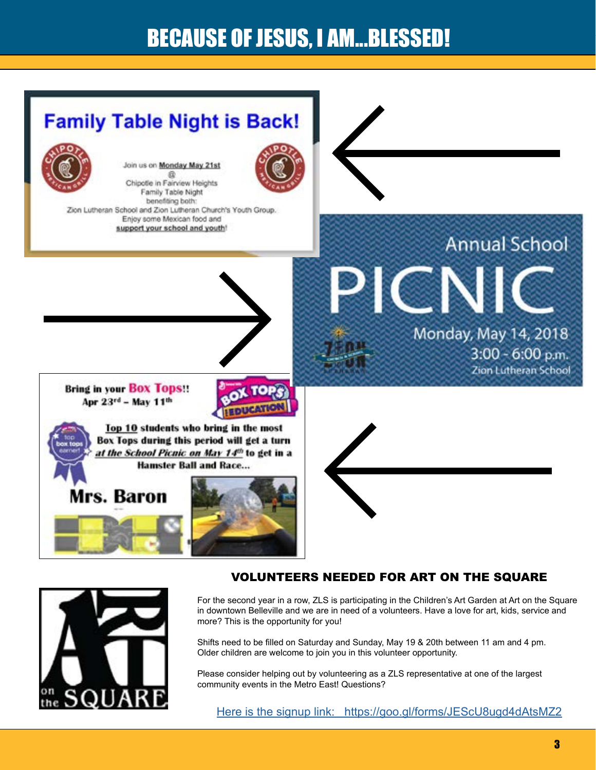# BECAUSE OF JESUS, I AM...BLESSED!

## Family Table Night is Back!

Join us on **Monday May 21st**
@
Chipotle in Fairview Heights
Family Table Night
benefiting both:
Zion Lutheran School and Zion Lutheran Church's Youth Group.
Enjoy some Mexican food and
**support your school and youth!**

## Annual School PICNIC

Monday, May 14, 2018
3:00 - 6:00 p.m.
Zion Lutheran School

**Bring in your Box Tops!!**
**Apr 23rd – May 11th**

**Top 10 students who bring in the most Box Tops during this period will get a turn *at the School Picnic on May 14th* to get in a Hamster Ball and Race...**

**Mrs. Baron**

## VOLUNTEERS NEEDED FOR ART ON THE SQUARE

For the second year in a row, ZLS is participating in the Children's Art Garden at Art on the Square in downtown Belleville and we are in need of a volunteers. Have a love for art, kids, service and more? This is the opportunity for you!

Shifts need to be filled on Saturday and Sunday, May 19 & 20th between 11 am and 4 pm. Older children are welcome to join you in this volunteer opportunity.

Please consider helping out by volunteering as a ZLS representative at one of the largest community events in the Metro East! Questions?

Here is the signup link: https://goo.gl/forms/JEScU8ugd4dAtsMZ2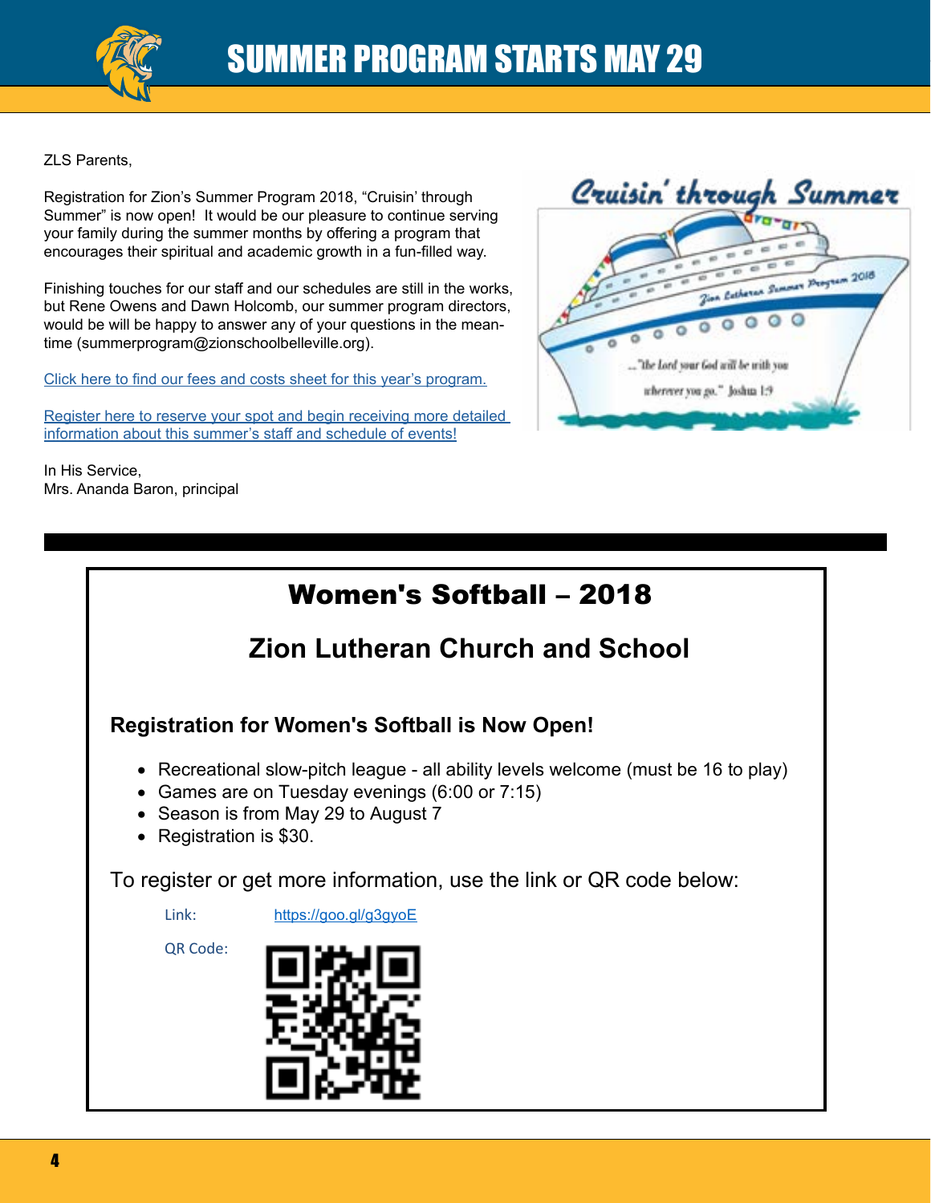# SUMMER PROGRAM STARTS MAY 29

ZLS Parents,

Registration for Zion's Summer Program 2018, "Cruisin' through Summer" is now open! It would be our pleasure to continue serving your family during the summer months by offering a program that encourages their spiritual and academic growth in a fun-filled way.

Finishing touches for our staff and our schedules are still in the works, but Rene Owens and Dawn Holcomb, our summer program directors, would be will be happy to answer any of your questions in the meantime (summerprogram@zionschoolbelleville.org).

Click here to find our fees and costs sheet for this year's program.

Register here to reserve your spot and begin receiving more detailed information about this summer's staff and schedule of events!

In His Service,
Mrs. Ananda Baron, principal

## Women's Softball – 2018

## Zion Lutheran Church and School

### Registration for Women's Softball is Now Open!

- Recreational slow-pitch league - all ability levels welcome (must be 16 to play)
- Games are on Tuesday evenings (6:00 or 7:15)
- Season is from May 29 to August 7
- Registration is $30.

To register or get more information, use the link or QR code below:

Link: https://goo.gl/g3gyoE

QR Code: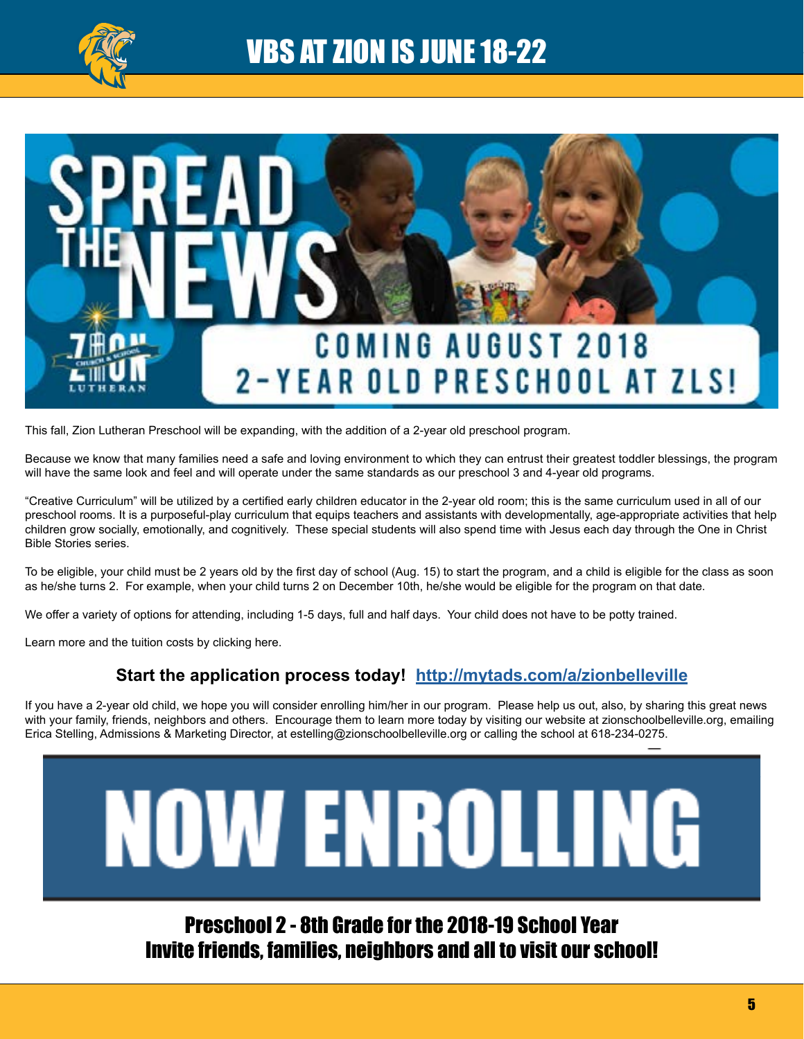# VBS AT ZION IS JUNE 18-22

SPREAD THE NEWS

COMING AUGUST 2018
2-YEAR OLD PRESCHOOL AT ZLS!

This fall, Zion Lutheran Preschool will be expanding, with the addition of a 2-year old preschool program.

Because we know that many families need a safe and loving environment to which they can entrust their greatest toddler blessings, the program will have the same look and feel and will operate under the same standards as our preschool 3 and 4-year old programs.

"Creative Curriculum" will be utilized by a certified early children educator in the 2-year old room; this is the same curriculum used in all of our preschool rooms. It is a purposeful-play curriculum that equips teachers and assistants with developmentally, age-appropriate activities that help children grow socially, emotionally, and cognitively. These special students will also spend time with Jesus each day through the One in Christ Bible Stories series.

To be eligible, your child must be 2 years old by the first day of school (Aug. 15) to start the program, and a child is eligible for the class as soon as he/she turns 2. For example, when your child turns 2 on December 10th, he/she would be eligible for the program on that date.

We offer a variety of options for attending, including 1-5 days, full and half days. Your child does not have to be potty trained.

Learn more and the tuition costs by clicking here.

**Start the application process today! http://mytads.com/a/zionbelleville**

If you have a 2-year old child, we hope you will consider enrolling him/her in our program. Please help us out, also, by sharing this great news with your family, friends, neighbors and others. Encourage them to learn more today by visiting our website at zionschoolbelleville.org, emailing Erica Stelling, Admissions & Marketing Director, at estelling@zionschoolbelleville.org or calling the school at 618-234-0275.

# NOW ENROLLING

## Preschool 2 - 8th Grade for the 2018-19 School Year
## Invite friends, families, neighbors and all to visit our school!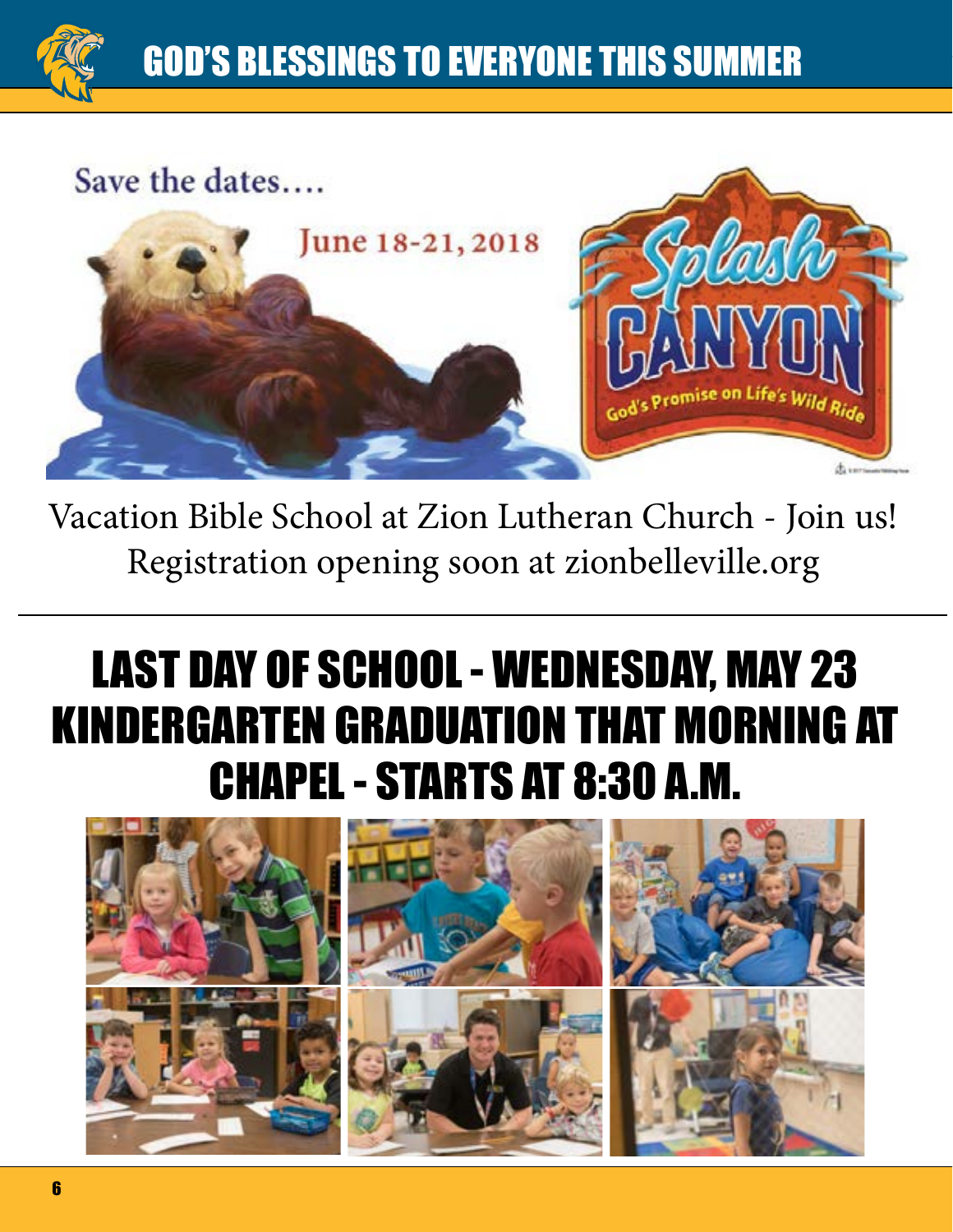# GOD'S BLESSINGS TO EVERYONE THIS SUMMER

Save the dates....

June 18-21, 2018

Splash Canyon

God's Promise on Life's Wild Ride

Vacation Bible School at Zion Lutheran Church - Join us!
Registration opening soon at zionbelleville.org

---

## LAST DAY OF SCHOOL - WEDNESDAY, MAY 23
## KINDERGARTEN GRADUATION THAT MORNING AT CHAPEL - STARTS AT 8:30 A.M.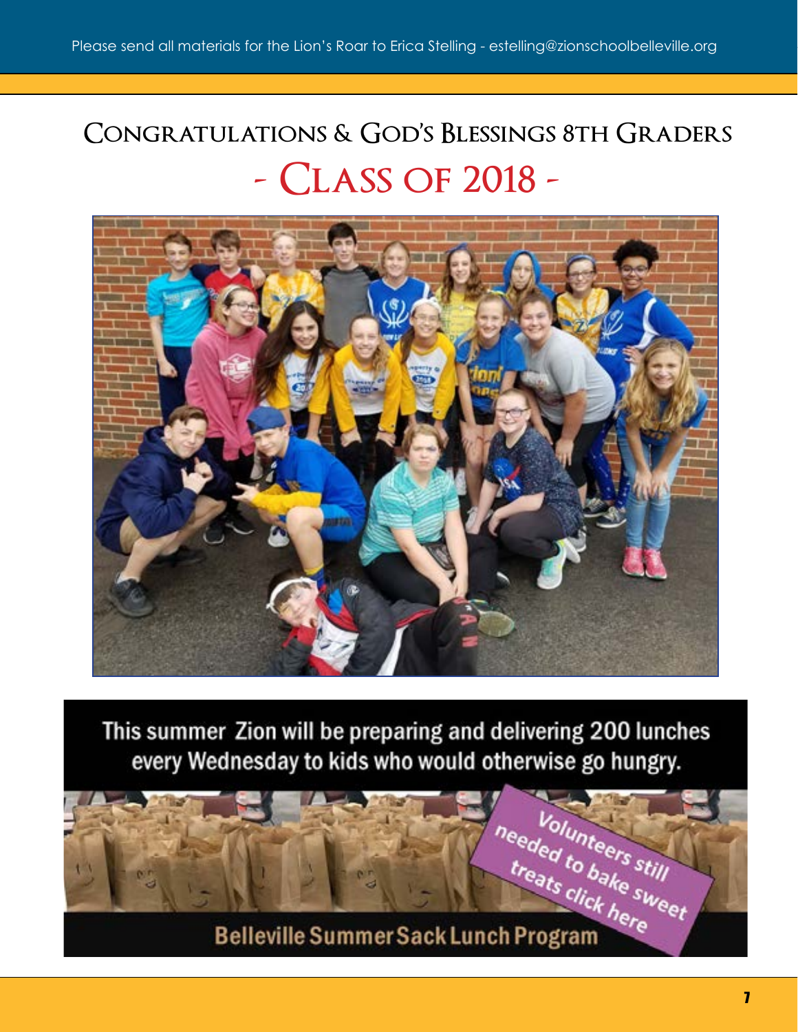# Congratulations & God's Blessings 8th Graders

## - Class of 2018 -

This summer Zion will be preparing and delivering 200 lunches every Wednesday to kids who would otherwise go hungry.

Volunteers still needed to bake sweet treats click here

Belleville Summer Sack Lunch Program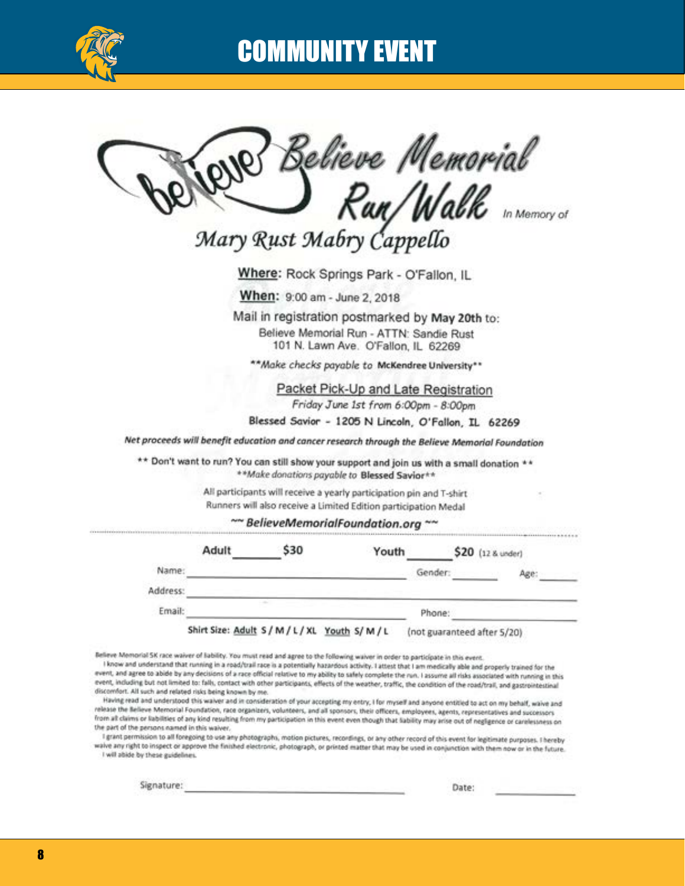# COMMUNITY EVENT

## Believe Memorial Run/Walk

*In Memory of*

### *Mary Rust Mabry Cappello*

**Where:** Rock Springs Park - O'Fallon, IL

**When:** 9:00 am - June 2, 2018

Mail in registration postmarked by **May 20th** to:
Believe Memorial Run - ATTN: Sandie Rust
101 N. Lawn Ave. O'Fallon, IL 62269

***Make checks payable to* **McKendree University****

Packet Pick-Up and Late Registration
*Friday June 1st from 6:00pm - 8:00pm*
**Blessed Savior - 1205 N Lincoln, O'Fallon, IL 62269**

***Net proceeds will benefit education and cancer research through the Believe Memorial Foundation***

**** Don't want to run? You can still show your support and join us with a small donation ****
***Make donations payable to* **Blessed Savior****

All participants will receive a yearly participation pin and T-shirt
Runners will also receive a Limited Edition participation Medal

**~~ *BelieveMemorialFoundation.org* ~~**

---

**Adult** ______ **$30** **Youth** ______ **$20** (12 & under)

Name: ______________________ Gender: ________ Age: ______

Address: ______________________________________________

Email: ______________________ Phone: __________________

**Shirt Size:** Adult S / M / L / XL Youth S/ M / L (not guaranteed after 5/20)

Believe Memorial 5K race waiver of liability. You must read and agree to the following waiver in order to participate in this event.

I know and understand that running in a road/trail race is a potentially hazardous activity. I attest that I am medically able and properly trained for the event, and agree to abide by any decisions of a race official relative to my ability to safely complete the run. I assume all risks associated with running in this event, including but not limited to: falls, contact with other participants, effects of the weather, traffic, the condition of the road/trail, and gastrointestinal discomfort. All such and related risks being known by me.

Having read and understood this waiver and in consideration of your accepting my entry, I for myself and anyone entitled to act on my behalf, waive and release the Believe Memorial Foundation, race organizers, volunteers, and all sponsors, their officers, employees, agents, representatives and successors from all claims or liabilities of any kind resulting from my participation in this event even though that liability may arise out of negligence or carelessness on the part of the persons named in this waiver.

I grant permission to all foregoing to use any photographs, motion pictures, recordings, or any other record of this event for legitimate purposes. I hereby waive any right to inspect or approve the finished electronic, photograph, or printed matter that may be used in conjunction with them now or in the future. I will abide by these guidelines.

Signature: ______________________ Date: __________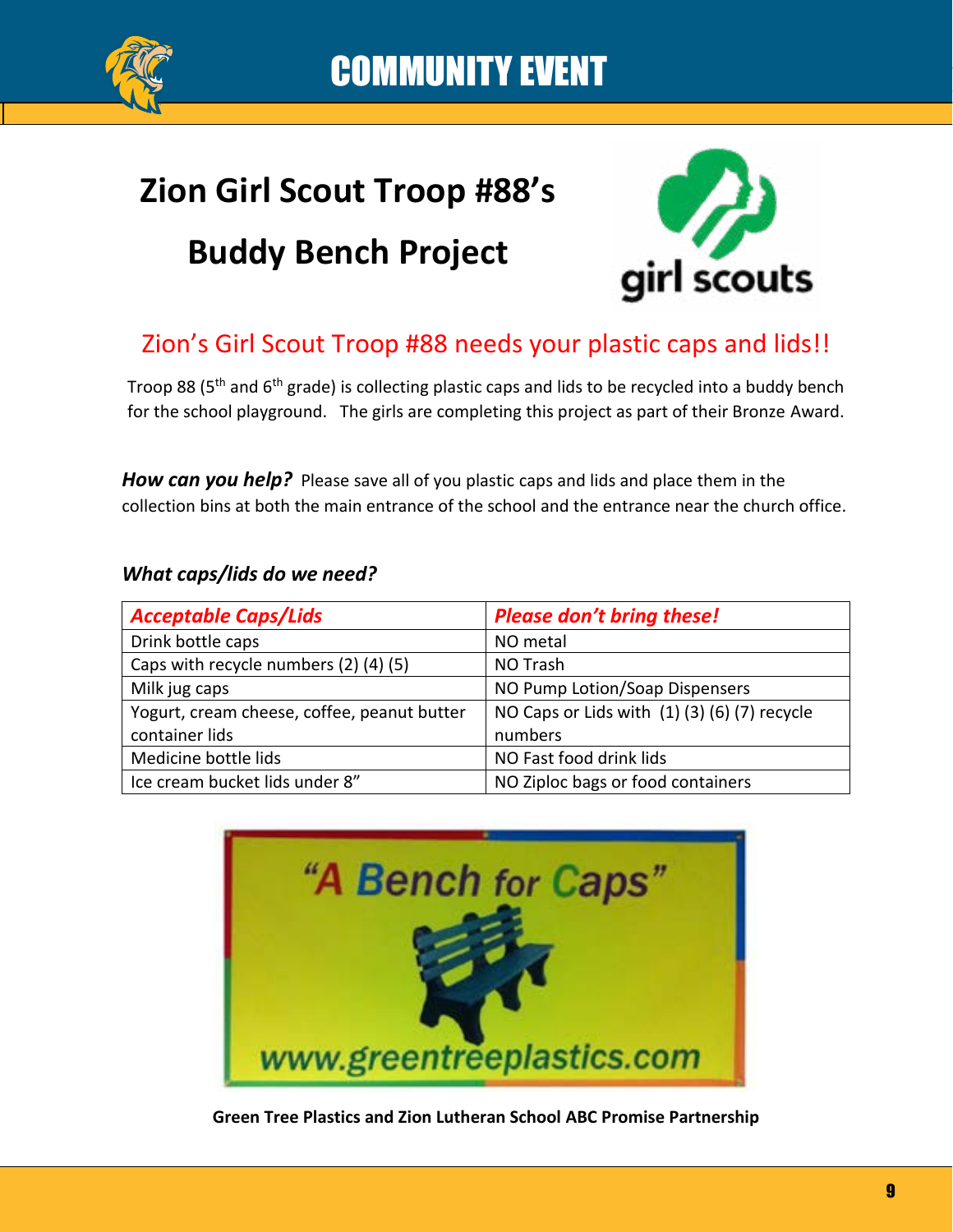# COMMUNITY EVENT

## Zion Girl Scout Troop #88's

## Buddy Bench Project

girl scouts

Zion's Girl Scout Troop #88 needs your plastic caps and lids!!

Troop 88 (5th and 6th grade) is collecting plastic caps and lids to be recycled into a buddy bench for the school playground. The girls are completing this project as part of their Bronze Award.

***How can you help?*** Please save all of you plastic caps and lids and place them in the collection bins at both the main entrance of the school and the entrance near the church office.

***What caps/lids do we need?***

| ***Acceptable Caps/Lids*** | ***Please don't bring these!*** |
|---|---|
| Drink bottle caps | NO metal |
| Caps with recycle numbers (2) (4) (5) | NO Trash |
| Milk jug caps | NO Pump Lotion/Soap Dispensers |
| Yogurt, cream cheese, coffee, peanut butter container lids | NO Caps or Lids with (1) (3) (6) (7) recycle numbers |
| Medicine bottle lids | NO Fast food drink lids |
| Ice cream bucket lids under 8" | NO Ziploc bags or food containers |

"A Bench for Caps"

www.greentreeplastics.com

**Green Tree Plastics and Zion Lutheran School ABC Promise Partnership**